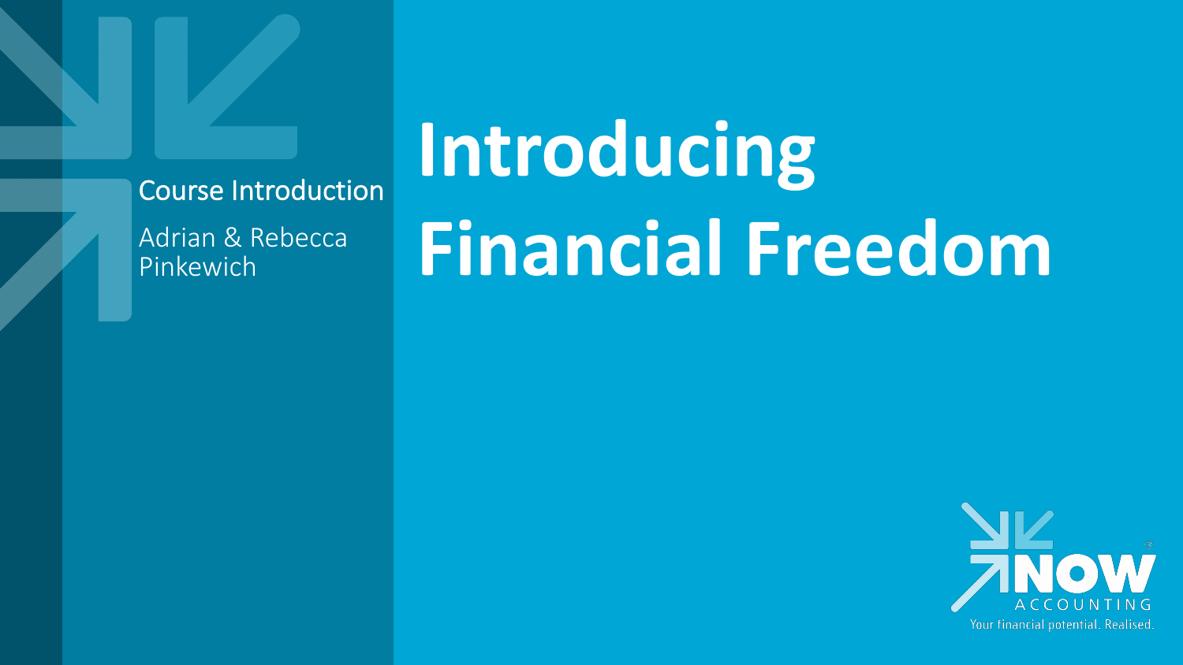Course Introduction

Adrian & Rebecca Pinkewich

# Introducing Financial Freedom

NOW ACCOUNTING

Your financial potential. Realised.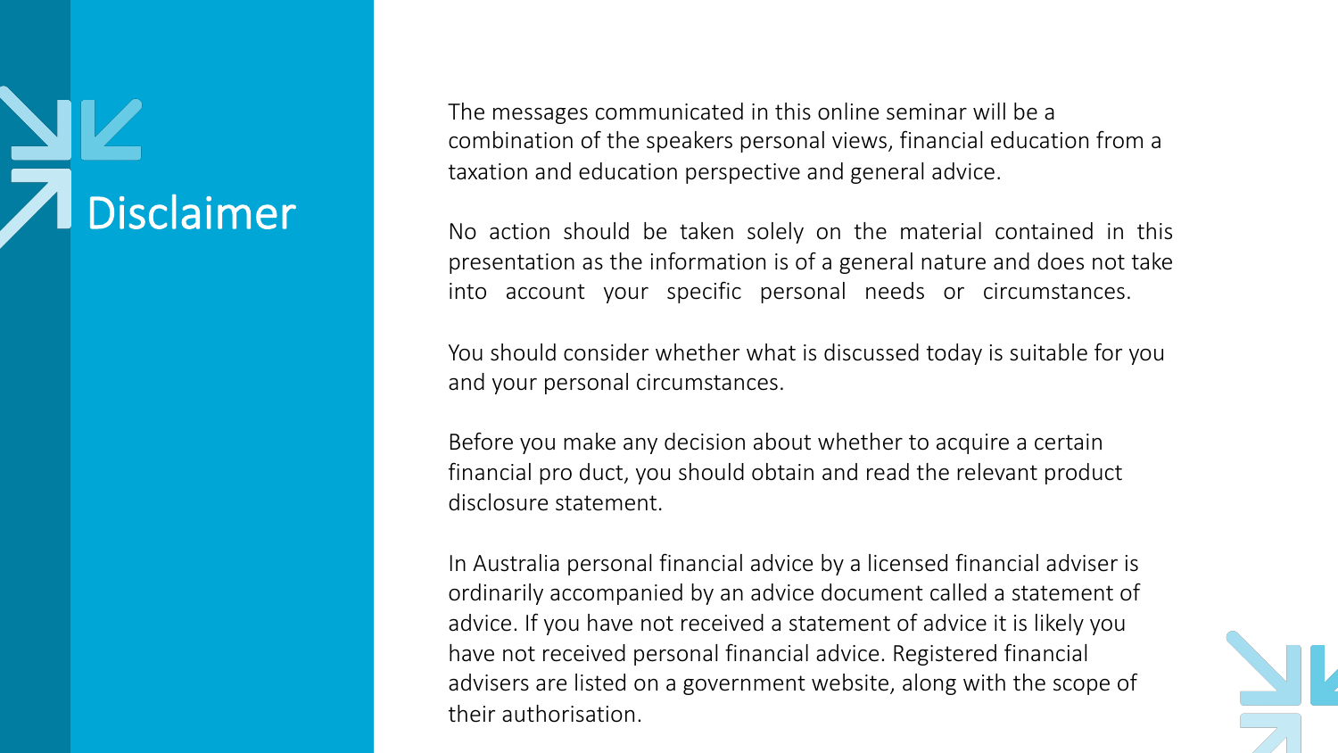# Disclaimer

The messages communicated in this online seminar will be a combination of the speakers personal views, financial education from a taxation and education perspective and general advice.

No action should be taken solely on the material contained in this presentation as the information is of a general nature and does not take into account your specific personal needs or circumstances.

You should consider whether what is discussed today is suitable for you and your personal circumstances.

Before you make any decision about whether to acquire a certain financial pro duct, you should obtain and read the relevant product disclosure statement.

In Australia personal financial advice by a licensed financial adviser is ordinarily accompanied by an advice document called a statement of advice. If you have not received a statement of advice it is likely you have not received personal financial advice. Registered financial advisers are listed on a government website, along with the scope of their authorisation.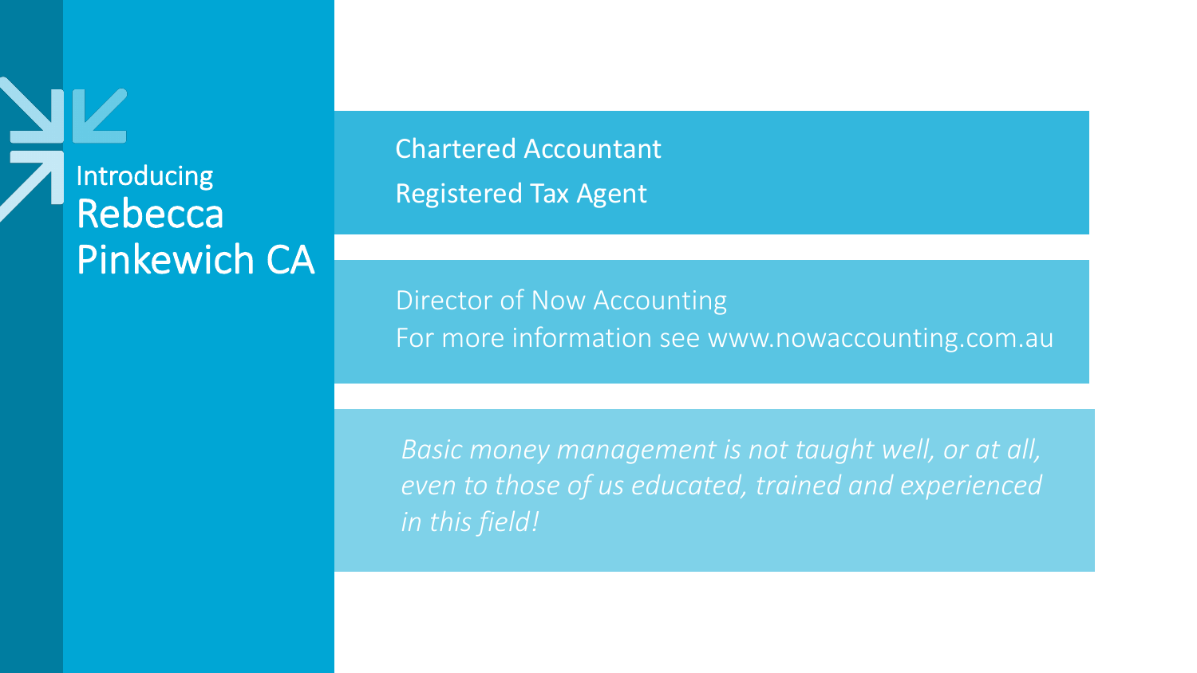# Introducing Rebecca Pinkewich CA

Chartered Accountant

Registered Tax Agent

Director of Now Accounting

For more information see www.nowaccounting.com.au

*Basic money management is not taught well, or at all, even to those of us educated, trained and experienced in this field!*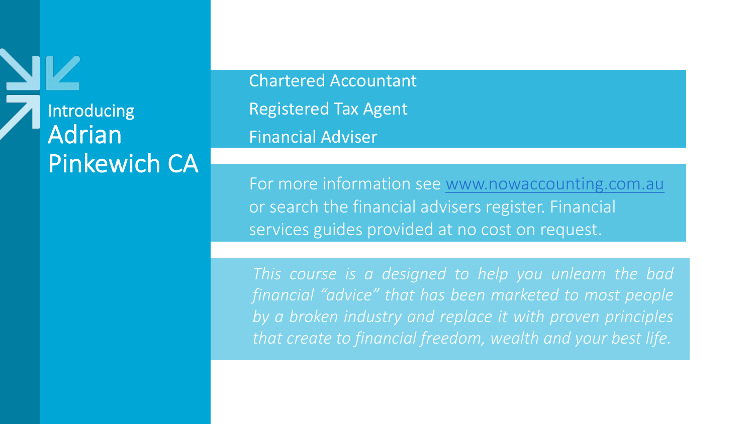Introducing

# Adrian Pinkewich CA

Chartered Accountant

Registered Tax Agent

Financial Adviser

For more information see [www.nowaccounting.com.au](http://www.nowaccounting.com.au) or search the financial advisers register. Financial services guides provided at no cost on request.

*This course is a designed to help you unlearn the bad financial “advice” that has been marketed to most people by a broken industry and replace it with proven principles that create to financial freedom, wealth and your best life.*